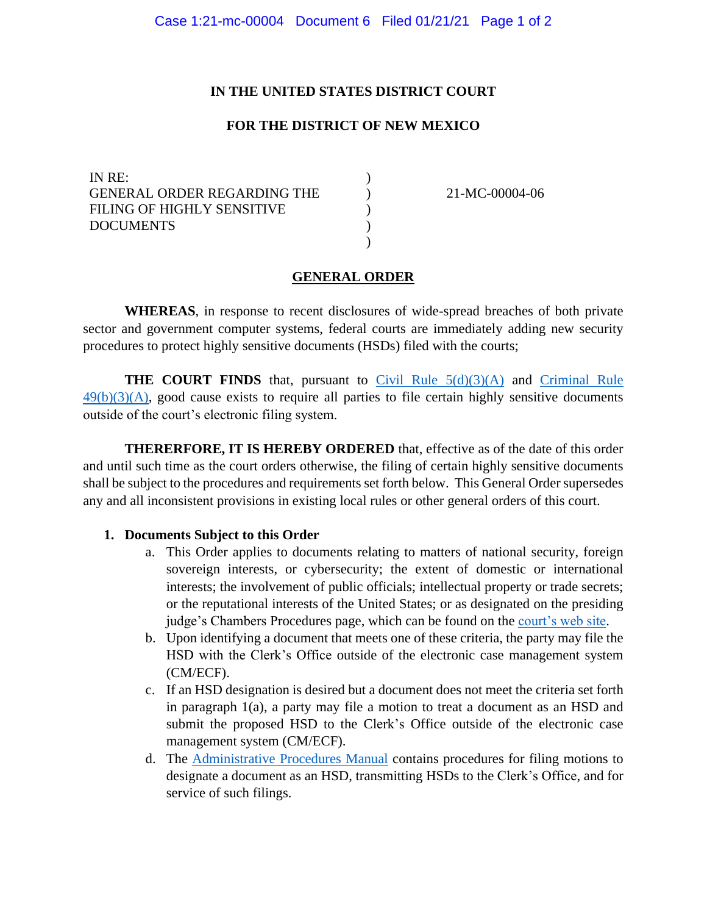**IN THE UNITED STATES DISTRICT COURT**

**FOR THE DISTRICT OF NEW MEXICO**

| | | |
|---|---|---|
| IN RE: | ) | |
| GENERAL ORDER REGARDING THE | ) | 21-MC-00004-06 |
| FILING OF HIGHLY SENSITIVE | ) | |
| DOCUMENTS | ) | |
| | ) | |

**GENERAL ORDER**

**WHEREAS**, in response to recent disclosures of wide-spread breaches of both private sector and government computer systems, federal courts are immediately adding new security procedures to protect highly sensitive documents (HSDs) filed with the courts;

**THE COURT FINDS** that, pursuant to Civil Rule 5(d)(3)(A) and Criminal Rule 49(b)(3)(A), good cause exists to require all parties to file certain highly sensitive documents outside of the court's electronic filing system.

**THERERFORE, IT IS HEREBY ORDERED** that, effective as of the date of this order and until such time as the court orders otherwise, the filing of certain highly sensitive documents shall be subject to the procedures and requirements set forth below. This General Order supersedes any and all inconsistent provisions in existing local rules or other general orders of this court.

1. **Documents Subject to this Order**
   a. This Order applies to documents relating to matters of national security, foreign sovereign interests, or cybersecurity; the extent of domestic or international interests; the involvement of public officials; intellectual property or trade secrets; or the reputational interests of the United States; or as designated on the presiding judge's Chambers Procedures page, which can be found on the court's web site.
   b. Upon identifying a document that meets one of these criteria, the party may file the HSD with the Clerk's Office outside of the electronic case management system (CM/ECF).
   c. If an HSD designation is desired but a document does not meet the criteria set forth in paragraph 1(a), a party may file a motion to treat a document as an HSD and submit the proposed HSD to the Clerk's Office outside of the electronic case management system (CM/ECF).
   d. The Administrative Procedures Manual contains procedures for filing motions to designate a document as an HSD, transmitting HSDs to the Clerk's Office, and for service of such filings.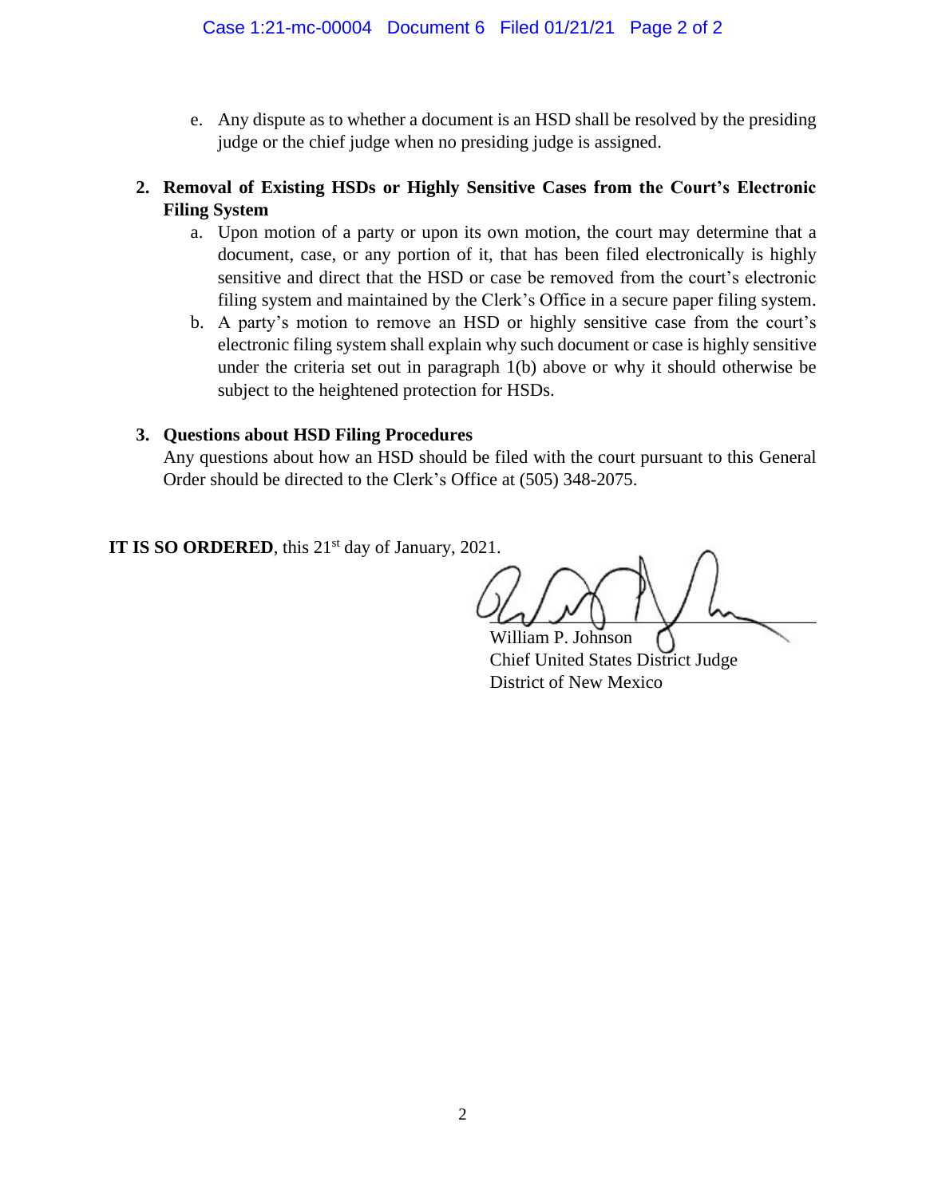e. Any dispute as to whether a document is an HSD shall be resolved by the presiding judge or the chief judge when no presiding judge is assigned.

**2. Removal of Existing HSDs or Highly Sensitive Cases from the Court's Electronic Filing System**

a. Upon motion of a party or upon its own motion, the court may determine that a document, case, or any portion of it, that has been filed electronically is highly sensitive and direct that the HSD or case be removed from the court's electronic filing system and maintained by the Clerk's Office in a secure paper filing system.

b. A party's motion to remove an HSD or highly sensitive case from the court's electronic filing system shall explain why such document or case is highly sensitive under the criteria set out in paragraph 1(b) above or why it should otherwise be subject to the heightened protection for HSDs.

**3. Questions about HSD Filing Procedures**

Any questions about how an HSD should be filed with the court pursuant to this General Order should be directed to the Clerk's Office at (505) 348-2075.

**IT IS SO ORDERED**, this 21st day of January, 2021.

William P. Johnson
Chief United States District Judge
District of New Mexico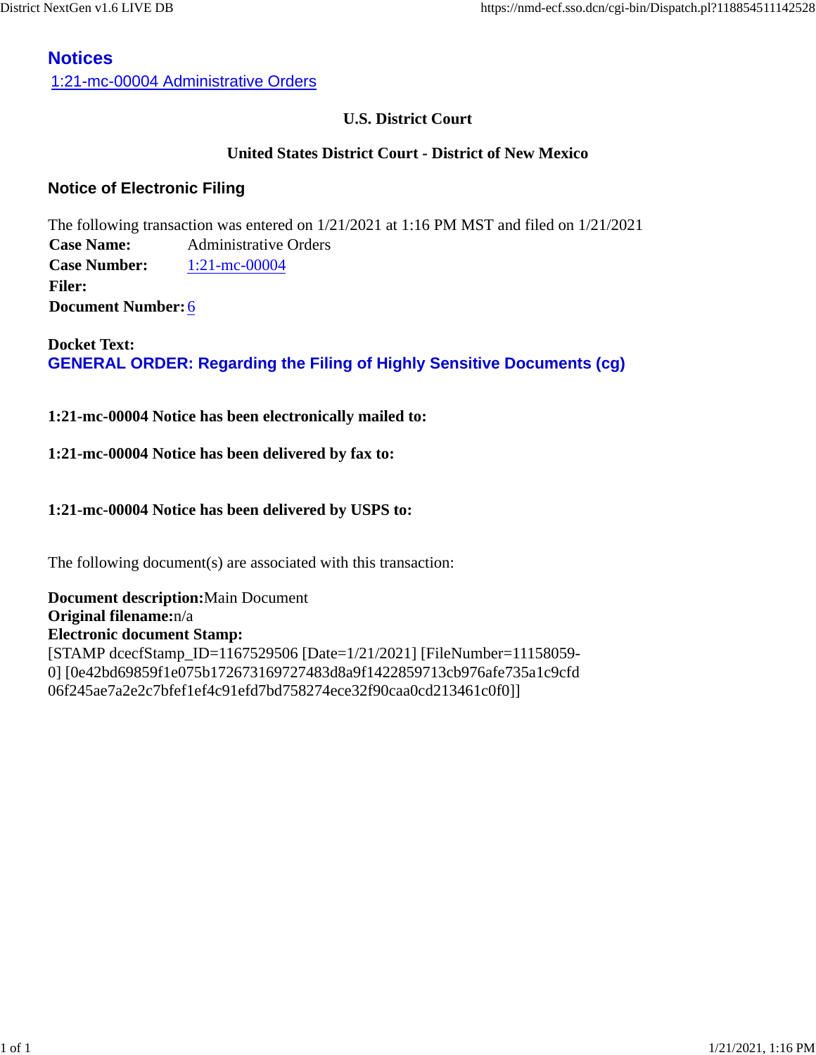## Notices

[1:21-mc-00004 Administrative Orders]

**U.S. District Court**

**United States District Court - District of New Mexico**

### Notice of Electronic Filing

The following transaction was entered on 1/21/2021 at 1:16 PM MST and filed on 1/21/2021

| | |
|---|---|
| **Case Name:** | Administrative Orders |
| **Case Number:** | 1:21-mc-00004 |
| **Filer:** | |
| **Document Number:** | 6 |

**Docket Text:**
**GENERAL ORDER: Regarding the Filing of Highly Sensitive Documents (cg)**

**1:21-mc-00004 Notice has been electronically mailed to:**

**1:21-mc-00004 Notice has been delivered by fax to:**

**1:21-mc-00004 Notice has been delivered by USPS to:**

The following document(s) are associated with this transaction:

**Document description:**Main Document
**Original filename:**n/a
**Electronic document Stamp:**
[STAMP dcecfStamp_ID=1167529506 [Date=1/21/2021] [FileNumber=11158059-0] [0e42bd69859f1e075b172673169727483d8a9f1422859713cb976afe735a1c9cfd06f245ae7a2e2c7bfef1ef4c91efd7bd758274ece32f90caa0cd213461c0f0]]